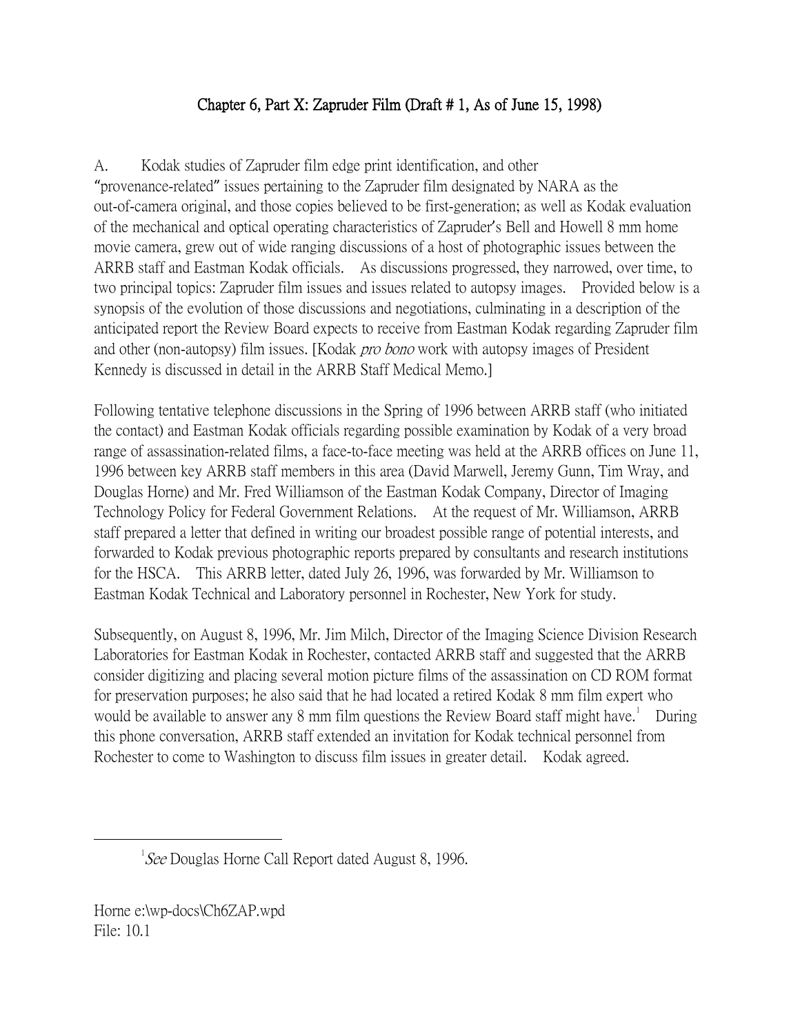## Chapter 6, Part X: Zapruder Film (Draft # 1, As of June 15, 1998)

A. Kodak studies of Zapruder film edge print identification, and other "provenance-related" issues pertaining to the Zapruder film designated by NARA as the out-of-camera original, and those copies believed to be first-generation; as well as Kodak evaluation of the mechanical and optical operating characteristics of Zapruder's Bell and Howell 8 mm home movie camera, grew out of wide ranging discussions of a host of photographic issues between the ARRB staff and Eastman Kodak officials. As discussions progressed, they narrowed, over time, to two principal topics: Zapruder film issues and issues related to autopsy images. Provided below is a synopsis of the evolution of those discussions and negotiations, culminating in a description of the anticipated report the Review Board expects to receive from Eastman Kodak regarding Zapruder film and other (non-autopsy) film issues. [Kodak *pro bono* work with autopsy images of President Kennedy is discussed in detail in the ARRB Staff Medical Memo.]

Following tentative telephone discussions in the Spring of 1996 between ARRB staff (who initiated the contact) and Eastman Kodak officials regarding possible examination by Kodak of a very broad range of assassination-related films, a face-to-face meeting was held at the ARRB offices on June 11, 1996 between key ARRB staff members in this area (David Marwell, Jeremy Gunn, Tim Wray, and Douglas Horne) and Mr. Fred Williamson of the Eastman Kodak Company, Director of Imaging Technology Policy for Federal Government Relations. At the request of Mr. Williamson, ARRB staff prepared a letter that defined in writing our broadest possible range of potential interests, and forwarded to Kodak previous photographic reports prepared by consultants and research institutions for the HSCA. This ARRB letter, dated July 26, 1996, was forwarded by Mr. Williamson to Eastman Kodak Technical and Laboratory personnel in Rochester, New York for study.

Subsequently, on August 8, 1996, Mr. Jim Milch, Director of the Imaging Science Division Research Laboratories for Eastman Kodak in Rochester, contacted ARRB staff and suggested that the ARRB consider digitizing and placing several motion picture films of the assassination on CD ROM format for preservation purposes; he also said that he had located a retired Kodak 8 mm film expert who would be available to answer any 8 mm film questions the Review Board staff might have.[1] During this phone conversation, ARRB staff extended an invitation for Kodak technical personnel from Rochester to come to Washington to discuss film issues in greater detail. Kodak agreed.

---

[1] *See* Douglas Horne Call Report dated August 8, 1996.

Horne e:\wp-docs\Ch6ZAP.wpd
File: 10.1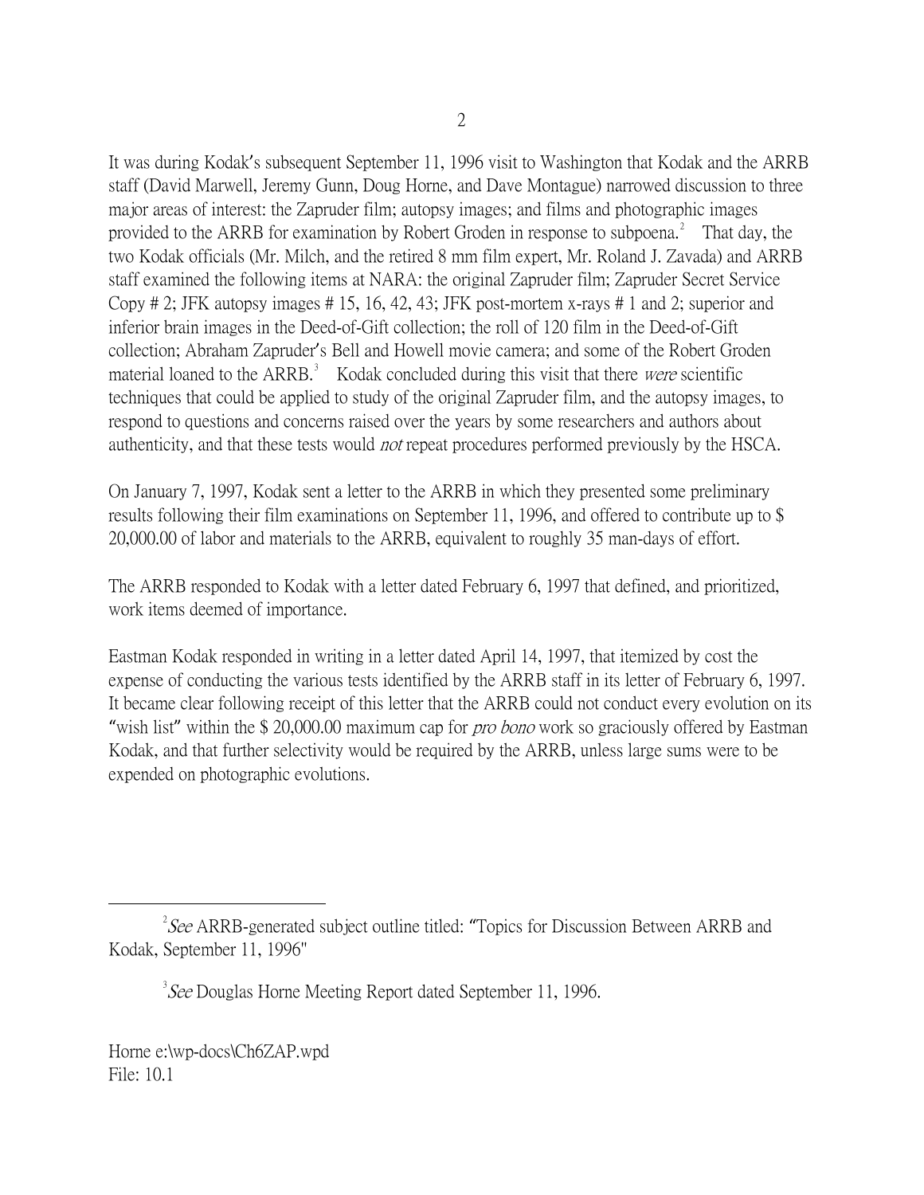It was during Kodak's subsequent September 11, 1996 visit to Washington that Kodak and the ARRB staff (David Marwell, Jeremy Gunn, Doug Horne, and Dave Montague) narrowed discussion to three major areas of interest: the Zapruder film; autopsy images; and films and photographic images provided to the ARRB for examination by Robert Groden in response to subpoena.[2] That day, the two Kodak officials (Mr. Milch, and the retired 8 mm film expert, Mr. Roland J. Zavada) and ARRB staff examined the following items at NARA: the original Zapruder film; Zapruder Secret Service Copy # 2; JFK autopsy images # 15, 16, 42, 43; JFK post-mortem x-rays # 1 and 2; superior and inferior brain images in the Deed-of-Gift collection; the roll of 120 film in the Deed-of-Gift collection; Abraham Zapruder's Bell and Howell movie camera; and some of the Robert Groden material loaned to the ARRB.[3] Kodak concluded during this visit that there *were* scientific techniques that could be applied to study of the original Zapruder film, and the autopsy images, to respond to questions and concerns raised over the years by some researchers and authors about authenticity, and that these tests would *not* repeat procedures performed previously by the HSCA.

On January 7, 1997, Kodak sent a letter to the ARRB in which they presented some preliminary results following their film examinations on September 11, 1996, and offered to contribute up to $ 20,000.00 of labor and materials to the ARRB, equivalent to roughly 35 man-days of effort.

The ARRB responded to Kodak with a letter dated February 6, 1997 that defined, and prioritized, work items deemed of importance.

Eastman Kodak responded in writing in a letter dated April 14, 1997, that itemized by cost the expense of conducting the various tests identified by the ARRB staff in its letter of February 6, 1997. It became clear following receipt of this letter that the ARRB could not conduct every evolution on its "wish list" within the $ 20,000.00 maximum cap for *pro bono* work so graciously offered by Eastman Kodak, and that further selectivity would be required by the ARRB, unless large sums were to be expended on photographic evolutions.

---

[2] *See* ARRB-generated subject outline titled: "Topics for Discussion Between ARRB and Kodak, September 11, 1996"

[3] *See* Douglas Horne Meeting Report dated September 11, 1996.

Horne e:\wp-docs\Ch6ZAP.wpd
File: 10.1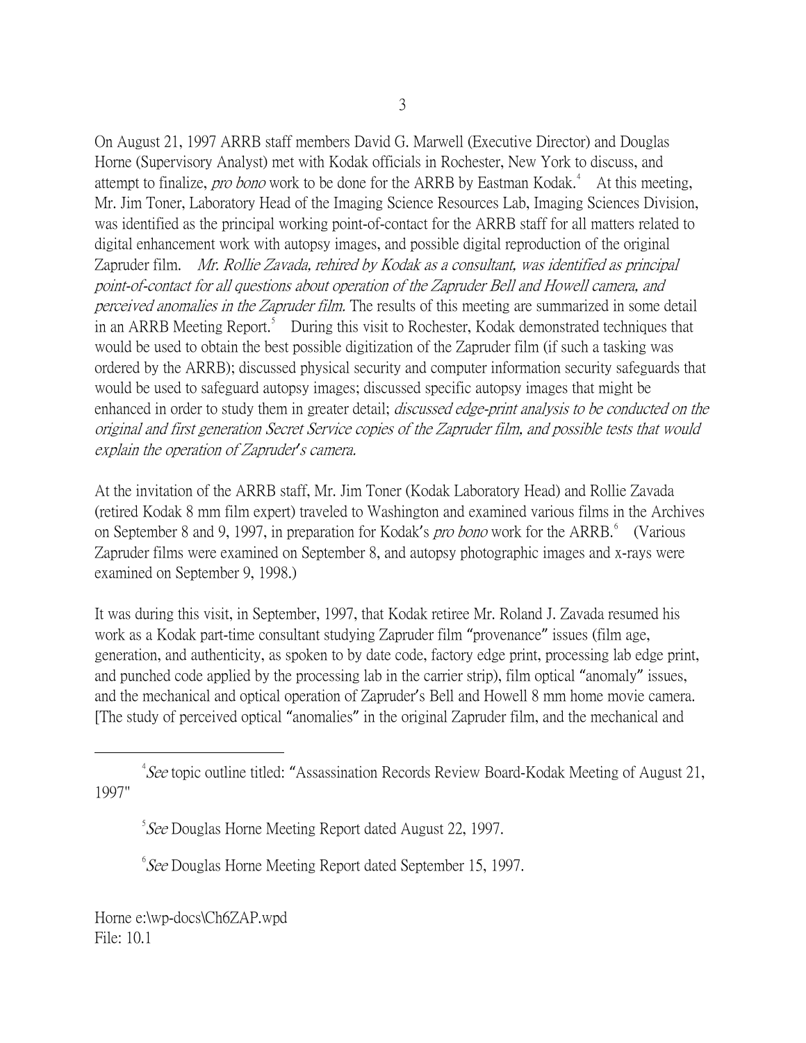On August 21, 1997 ARRB staff members David G. Marwell (Executive Director) and Douglas Horne (Supervisory Analyst) met with Kodak officials in Rochester, New York to discuss, and attempt to finalize, *pro bono* work to be done for the ARRB by Eastman Kodak.[4] At this meeting, Mr. Jim Toner, Laboratory Head of the Imaging Science Resources Lab, Imaging Sciences Division, was identified as the principal working point-of-contact for the ARRB staff for all matters related to digital enhancement work with autopsy images, and possible digital reproduction of the original Zapruder film. *Mr. Rollie Zavada, rehired by Kodak as a consultant, was identified as principal point-of-contact for all questions about operation of the Zapruder Bell and Howell camera, and perceived anomalies in the Zapruder film.* The results of this meeting are summarized in some detail in an ARRB Meeting Report.[5] During this visit to Rochester, Kodak demonstrated techniques that would be used to obtain the best possible digitization of the Zapruder film (if such a tasking was ordered by the ARRB); discussed physical security and computer information security safeguards that would be used to safeguard autopsy images; discussed specific autopsy images that might be enhanced in order to study them in greater detail; *discussed edge-print analysis to be conducted on the original and first generation Secret Service copies of the Zapruder film, and possible tests that would explain the operation of Zapruder's camera.*

At the invitation of the ARRB staff, Mr. Jim Toner (Kodak Laboratory Head) and Rollie Zavada (retired Kodak 8 mm film expert) traveled to Washington and examined various films in the Archives on September 8 and 9, 1997, in preparation for Kodak's *pro bono* work for the ARRB.[6] (Various Zapruder films were examined on September 8, and autopsy photographic images and x-rays were examined on September 9, 1998.)

It was during this visit, in September, 1997, that Kodak retiree Mr. Roland J. Zavada resumed his work as a Kodak part-time consultant studying Zapruder film "provenance" issues (film age, generation, and authenticity, as spoken to by date code, factory edge print, processing lab edge print, and punched code applied by the processing lab in the carrier strip), film optical "anomaly" issues, and the mechanical and optical operation of Zapruder's Bell and Howell 8 mm home movie camera. [The study of perceived optical "anomalies" in the original Zapruder film, and the mechanical and

---

[4] *See* topic outline titled: "Assassination Records Review Board-Kodak Meeting of August 21, 1997"

[5] *See* Douglas Horne Meeting Report dated August 22, 1997.

[6] *See* Douglas Horne Meeting Report dated September 15, 1997.

Horne e:\wp-docs\Ch6ZAP.wpd
File: 10.1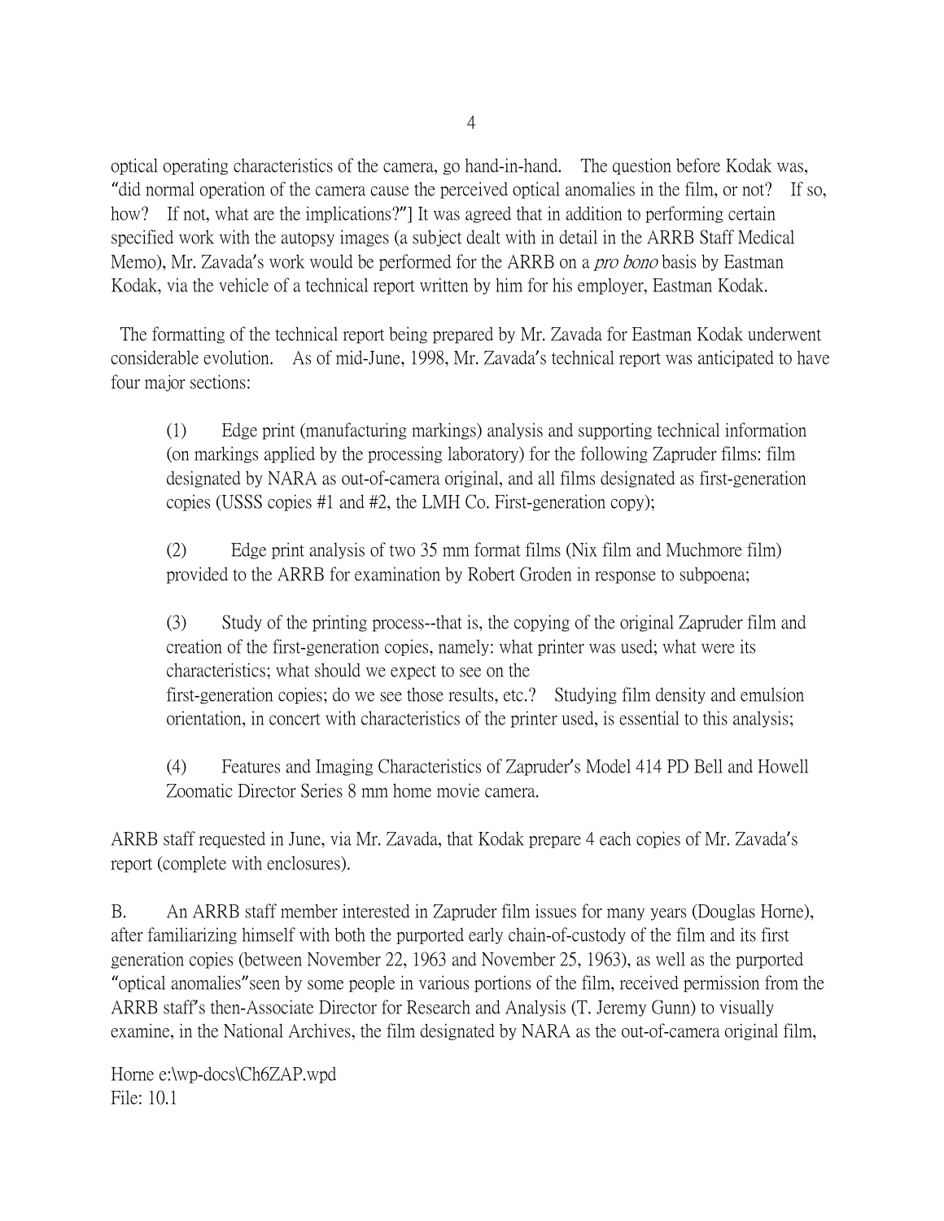optical operating characteristics of the camera, go hand-in-hand. The question before Kodak was, "did normal operation of the camera cause the perceived optical anomalies in the film, or not? If so, how? If not, what are the implications?"] It was agreed that in addition to performing certain specified work with the autopsy images (a subject dealt with in detail in the ARRB Staff Medical Memo), Mr. Zavada's work would be performed for the ARRB on a *pro bono* basis by Eastman Kodak, via the vehicle of a technical report written by him for his employer, Eastman Kodak.

The formatting of the technical report being prepared by Mr. Zavada for Eastman Kodak underwent considerable evolution. As of mid-June, 1998, Mr. Zavada's technical report was anticipated to have four major sections:

> (1) Edge print (manufacturing markings) analysis and supporting technical information (on markings applied by the processing laboratory) for the following Zapruder films: film designated by NARA as out-of-camera original, and all films designated as first-generation copies (USSS copies #1 and #2, the LMH Co. First-generation copy);
>
> (2) Edge print analysis of two 35 mm format films (Nix film and Muchmore film) provided to the ARRB for examination by Robert Groden in response to subpoena;
>
> (3) Study of the printing process--that is, the copying of the original Zapruder film and creation of the first-generation copies, namely: what printer was used; what were its characteristics; what should we expect to see on the first-generation copies; do we see those results, etc.? Studying film density and emulsion orientation, in concert with characteristics of the printer used, is essential to this analysis;
>
> (4) Features and Imaging Characteristics of Zapruder's Model 414 PD Bell and Howell Zoomatic Director Series 8 mm home movie camera.

ARRB staff requested in June, via Mr. Zavada, that Kodak prepare 4 each copies of Mr. Zavada's report (complete with enclosures).

B. An ARRB staff member interested in Zapruder film issues for many years (Douglas Horne), after familiarizing himself with both the purported early chain-of-custody of the film and its first generation copies (between November 22, 1963 and November 25, 1963), as well as the purported "optical anomalies" seen by some people in various portions of the film, received permission from the ARRB staff's then-Associate Director for Research and Analysis (T. Jeremy Gunn) to visually examine, in the National Archives, the film designated by NARA as the out-of-camera original film,

Horne e:\wp-docs\Ch6ZAP.wpd
File: 10.1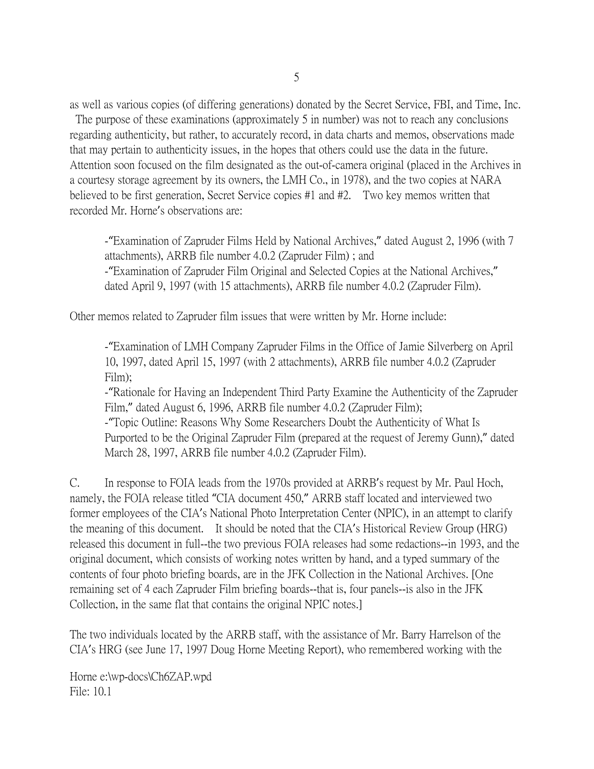as well as various copies (of differing generations) donated by the Secret Service, FBI, and Time, Inc. The purpose of these examinations (approximately 5 in number) was not to reach any conclusions regarding authenticity, but rather, to accurately record, in data charts and memos, observations made that may pertain to authenticity issues, in the hopes that others could use the data in the future. Attention soon focused on the film designated as the out-of-camera original (placed in the Archives in a courtesy storage agreement by its owners, the LMH Co., in 1978), and the two copies at NARA believed to be first generation, Secret Service copies #1 and #2. Two key memos written that recorded Mr. Horne's observations are:

> -"Examination of Zapruder Films Held by National Archives," dated August 2, 1996 (with 7 attachments), ARRB file number 4.0.2 (Zapruder Film) ; and
> -"Examination of Zapruder Film Original and Selected Copies at the National Archives," dated April 9, 1997 (with 15 attachments), ARRB file number 4.0.2 (Zapruder Film).

Other memos related to Zapruder film issues that were written by Mr. Horne include:

> -"Examination of LMH Company Zapruder Films in the Office of Jamie Silverberg on April 10, 1997, dated April 15, 1997 (with 2 attachments), ARRB file number 4.0.2 (Zapruder Film);
> -"Rationale for Having an Independent Third Party Examine the Authenticity of the Zapruder Film," dated August 6, 1996, ARRB file number 4.0.2 (Zapruder Film);
> -"Topic Outline: Reasons Why Some Researchers Doubt the Authenticity of What Is Purported to be the Original Zapruder Film (prepared at the request of Jeremy Gunn)," dated March 28, 1997, ARRB file number 4.0.2 (Zapruder Film).

C. In response to FOIA leads from the 1970s provided at ARRB's request by Mr. Paul Hoch, namely, the FOIA release titled "CIA document 450," ARRB staff located and interviewed two former employees of the CIA's National Photo Interpretation Center (NPIC), in an attempt to clarify the meaning of this document. It should be noted that the CIA's Historical Review Group (HRG) released this document in full--the two previous FOIA releases had some redactions--in 1993, and the original document, which consists of working notes written by hand, and a typed summary of the contents of four photo briefing boards, are in the JFK Collection in the National Archives. [One remaining set of 4 each Zapruder Film briefing boards--that is, four panels--is also in the JFK Collection, in the same flat that contains the original NPIC notes.]

The two individuals located by the ARRB staff, with the assistance of Mr. Barry Harrelson of the CIA's HRG (see June 17, 1997 Doug Horne Meeting Report), who remembered working with the

Horne e:\wp-docs\Ch6ZAP.wpd
File: 10.1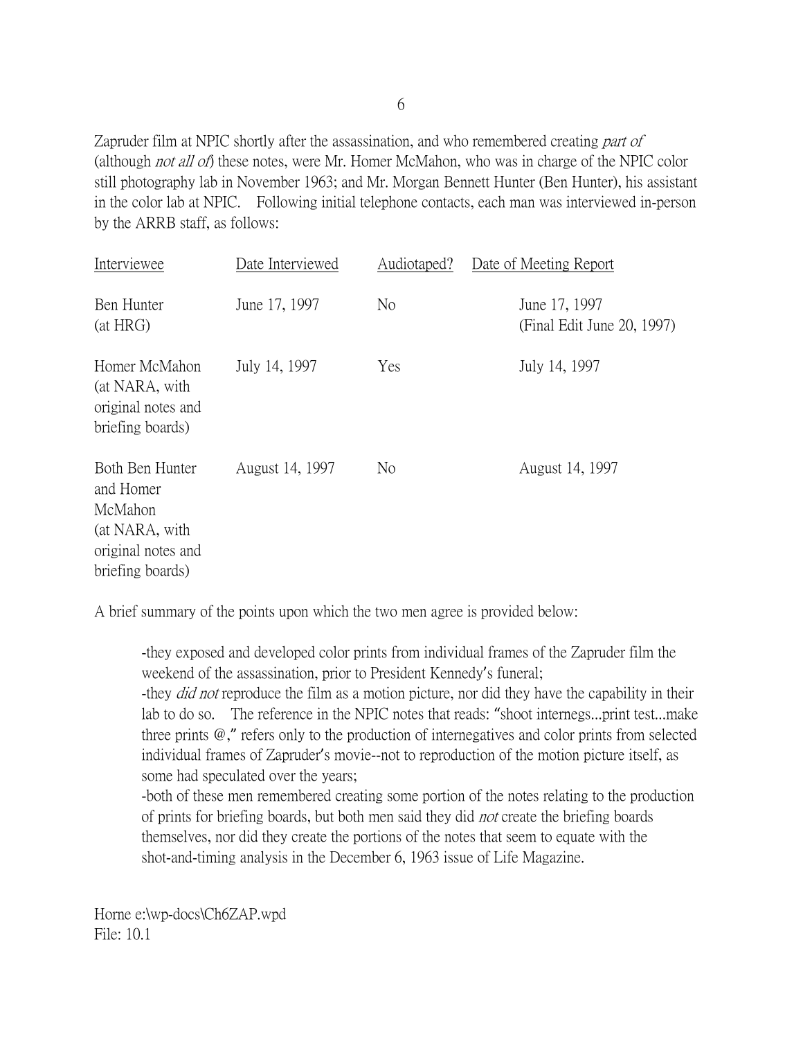Zapruder film at NPIC shortly after the assassination, and who remembered creating *part of* (although *not all of*) these notes, were Mr. Homer McMahon, who was in charge of the NPIC color still photography lab in November 1963; and Mr. Morgan Bennett Hunter (Ben Hunter), his assistant in the color lab at NPIC. Following initial telephone contacts, each man was interviewed in-person by the ARRB staff, as follows:

| Interviewee | Date Interviewed | Audiotaped? | Date of Meeting Report |
|---|---|---|---|
| Ben Hunter (at HRG) | June 17, 1997 | No | June 17, 1997 (Final Edit June 20, 1997) |
| Homer McMahon (at NARA, with original notes and briefing boards) | July 14, 1997 | Yes | July 14, 1997 |
| Both Ben Hunter and Homer McMahon (at NARA, with original notes and briefing boards) | August 14, 1997 | No | August 14, 1997 |

A brief summary of the points upon which the two men agree is provided below:

-they exposed and developed color prints from individual frames of the Zapruder film the weekend of the assassination, prior to President Kennedy's funeral;
-they *did not* reproduce the film as a motion picture, nor did they have the capability in their lab to do so. The reference in the NPIC notes that reads: "shoot internegs...print test...make three prints @," refers only to the production of internegatives and color prints from selected individual frames of Zapruder's movie--not to reproduction of the motion picture itself, as some had speculated over the years;
-both of these men remembered creating some portion of the notes relating to the production of prints for briefing boards, but both men said they did *not* create the briefing boards themselves, nor did they create the portions of the notes that seem to equate with the shot-and-timing analysis in the December 6, 1963 issue of Life Magazine.

Horne e:\wp-docs\Ch6ZAP.wpd
File: 10.1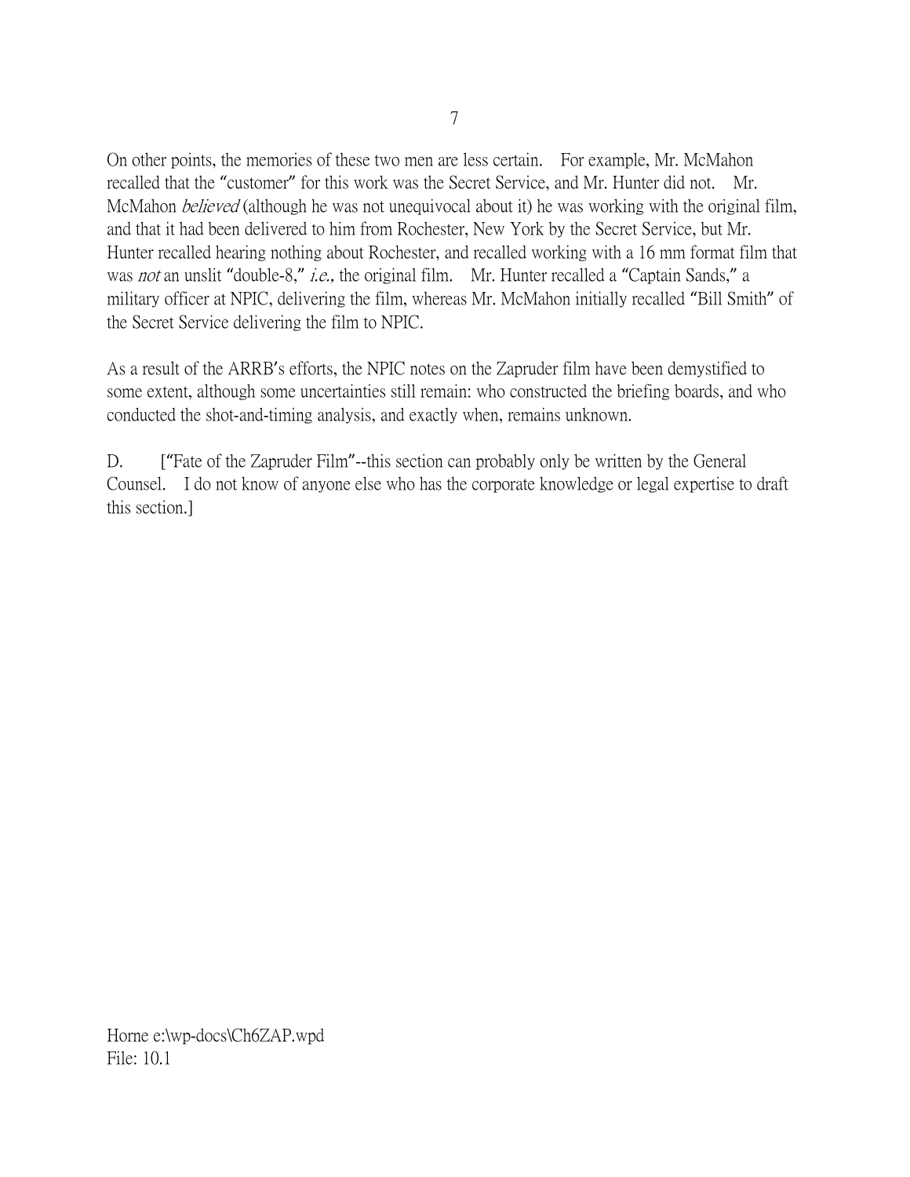On other points, the memories of these two men are less certain. For example, Mr. McMahon recalled that the "customer" for this work was the Secret Service, and Mr. Hunter did not. Mr. McMahon *believed* (although he was not unequivocal about it) he was working with the original film, and that it had been delivered to him from Rochester, New York by the Secret Service, but Mr. Hunter recalled hearing nothing about Rochester, and recalled working with a 16 mm format film that was *not* an unslit "double-8," *i.e.,* the original film. Mr. Hunter recalled a "Captain Sands," a military officer at NPIC, delivering the film, whereas Mr. McMahon initially recalled "Bill Smith" of the Secret Service delivering the film to NPIC.

As a result of the ARRB's efforts, the NPIC notes on the Zapruder film have been demystified to some extent, although some uncertainties still remain: who constructed the briefing boards, and who conducted the shot-and-timing analysis, and exactly when, remains unknown.

D. ["Fate of the Zapruder Film"--this section can probably only be written by the General Counsel. I do not know of anyone else who has the corporate knowledge or legal expertise to draft this section.]

Horne e:\wp-docs\Ch6ZAP.wpd
File: 10.1